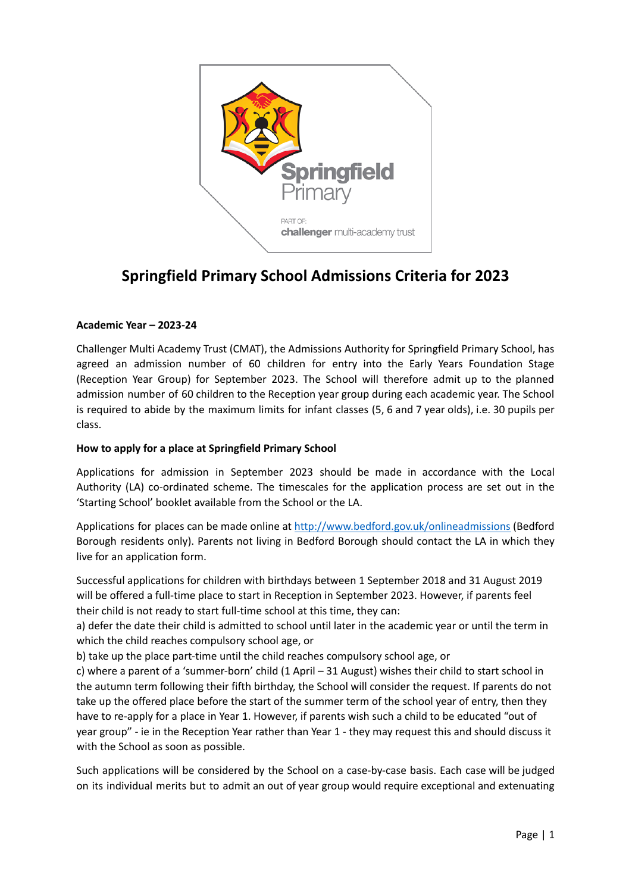# Springfield Primary School Admissions Criteria for 2023

**Academic Year – 2023-24**

Challenger Multi Academy Trust (CMAT), the Admissions Authority for Springfield Primary School, has agreed an admission number of 60 children for entry into the Early Years Foundation Stage (Reception Year Group) for September 2023. The School will therefore admit up to the planned admission number of 60 children to the Reception year group during each academic year. The School is required to abide by the maximum limits for infant classes (5, 6 and 7 year olds), i.e. 30 pupils per class.

**How to apply for a place at Springfield Primary School**

Applications for admission in September 2023 should be made in accordance with the Local Authority (LA) co-ordinated scheme. The timescales for the application process are set out in the 'Starting School' booklet available from the School or the LA.

Applications for places can be made online at [http://www.bedford.gov.uk/onlineadmissions](http://www.bedford.gov.uk/onlineadmissions) (Bedford Borough residents only). Parents not living in Bedford Borough should contact the LA in which they live for an application form.

Successful applications for children with birthdays between 1 September 2018 and 31 August 2019 will be offered a full-time place to start in Reception in September 2023. However, if parents feel their child is not ready to start full-time school at this time, they can:

a) defer the date their child is admitted to school until later in the academic year or until the term in which the child reaches compulsory school age, or

b) take up the place part-time until the child reaches compulsory school age, or

c) where a parent of a 'summer-born' child (1 April – 31 August) wishes their child to start school in the autumn term following their fifth birthday, the School will consider the request. If parents do not take up the offered place before the start of the summer term of the school year of entry, then they have to re-apply for a place in Year 1. However, if parents wish such a child to be educated "out of year group" - ie in the Reception Year rather than Year 1 - they may request this and should discuss it with the School as soon as possible.

Such applications will be considered by the School on a case-by-case basis. Each case will be judged on its individual merits but to admit an out of year group would require exceptional and extenuating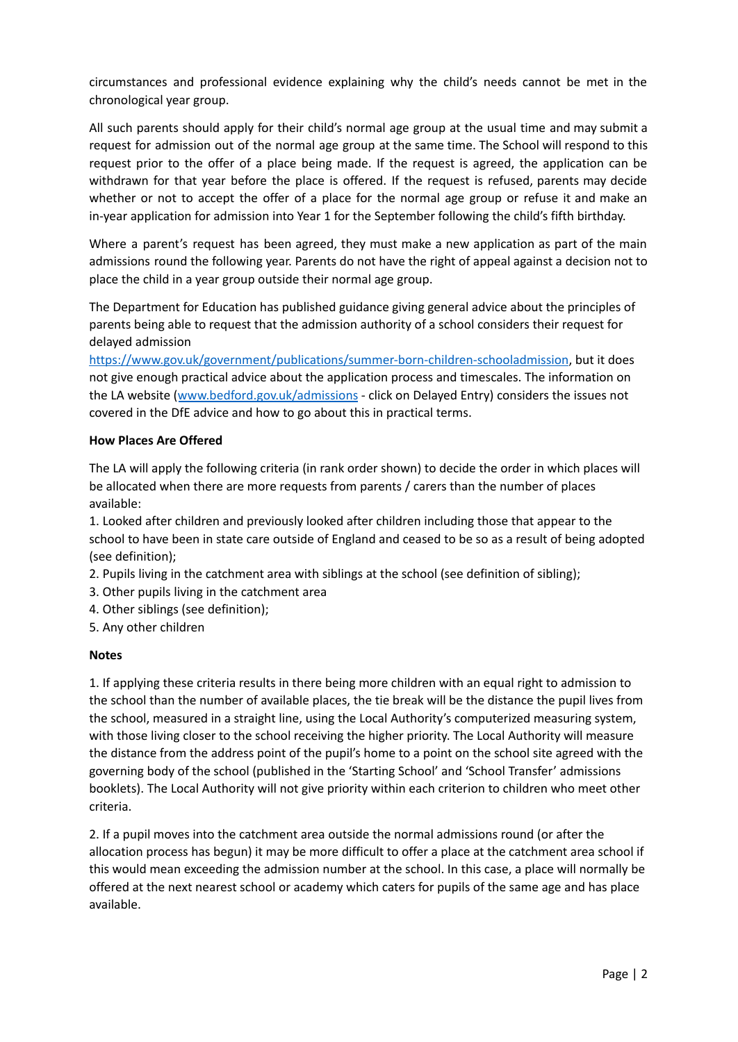circumstances and professional evidence explaining why the child's needs cannot be met in the chronological year group.

All such parents should apply for their child's normal age group at the usual time and may submit a request for admission out of the normal age group at the same time. The School will respond to this request prior to the offer of a place being made. If the request is agreed, the application can be withdrawn for that year before the place is offered. If the request is refused, parents may decide whether or not to accept the offer of a place for the normal age group or refuse it and make an in-year application for admission into Year 1 for the September following the child's fifth birthday.

Where a parent's request has been agreed, they must make a new application as part of the main admissions round the following year. Parents do not have the right of appeal against a decision not to place the child in a year group outside their normal age group.

The Department for Education has published guidance giving general advice about the principles of parents being able to request that the admission authority of a school considers their request for delayed admission [https://www.gov.uk/government/publications/summer-born-children-schooladmission](https://www.gov.uk/government/publications/summer-born-children-schooladmission), but it does not give enough practical advice about the application process and timescales. The information on the LA website ([www.bedford.gov.uk/admissions](www.bedford.gov.uk/admissions) - click on Delayed Entry) considers the issues not covered in the DfE advice and how to go about this in practical terms.

**How Places Are Offered**

The LA will apply the following criteria (in rank order shown) to decide the order in which places will be allocated when there are more requests from parents / carers than the number of places available:

1. Looked after children and previously looked after children including those that appear to the school to have been in state care outside of England and ceased to be so as a result of being adopted (see definition);
2. Pupils living in the catchment area with siblings at the school (see definition of sibling);
3. Other pupils living in the catchment area
4. Other siblings (see definition);
5. Any other children

**Notes**

1. If applying these criteria results in there being more children with an equal right to admission to the school than the number of available places, the tie break will be the distance the pupil lives from the school, measured in a straight line, using the Local Authority's computerized measuring system, with those living closer to the school receiving the higher priority. The Local Authority will measure the distance from the address point of the pupil's home to a point on the school site agreed with the governing body of the school (published in the 'Starting School' and 'School Transfer' admissions booklets). The Local Authority will not give priority within each criterion to children who meet other criteria.

2. If a pupil moves into the catchment area outside the normal admissions round (or after the allocation process has begun) it may be more difficult to offer a place at the catchment area school if this would mean exceeding the admission number at the school. In this case, a place will normally be offered at the next nearest school or academy which caters for pupils of the same age and has place available.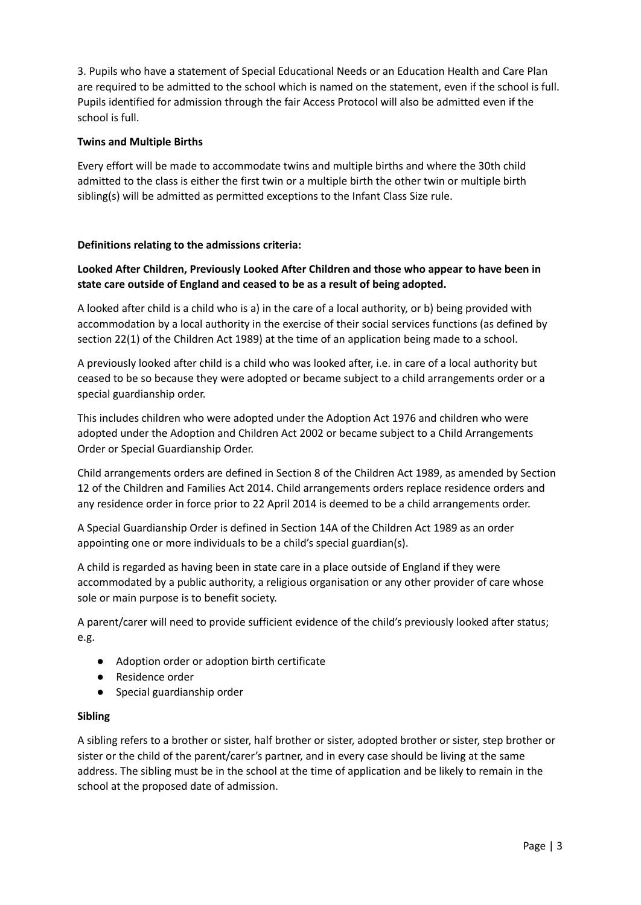3. Pupils who have a statement of Special Educational Needs or an Education Health and Care Plan are required to be admitted to the school which is named on the statement, even if the school is full. Pupils identified for admission through the fair Access Protocol will also be admitted even if the school is full.

**Twins and Multiple Births**

Every effort will be made to accommodate twins and multiple births and where the 30th child admitted to the class is either the first twin or a multiple birth the other twin or multiple birth sibling(s) will be admitted as permitted exceptions to the Infant Class Size rule.

**Definitions relating to the admissions criteria:**

**Looked After Children, Previously Looked After Children and those who appear to have been in state care outside of England and ceased to be as a result of being adopted.**

A looked after child is a child who is a) in the care of a local authority, or b) being provided with accommodation by a local authority in the exercise of their social services functions (as defined by section 22(1) of the Children Act 1989) at the time of an application being made to a school.

A previously looked after child is a child who was looked after, i.e. in care of a local authority but ceased to be so because they were adopted or became subject to a child arrangements order or a special guardianship order.

This includes children who were adopted under the Adoption Act 1976 and children who were adopted under the Adoption and Children Act 2002 or became subject to a Child Arrangements Order or Special Guardianship Order.

Child arrangements orders are defined in Section 8 of the Children Act 1989, as amended by Section 12 of the Children and Families Act 2014. Child arrangements orders replace residence orders and any residence order in force prior to 22 April 2014 is deemed to be a child arrangements order.

A Special Guardianship Order is defined in Section 14A of the Children Act 1989 as an order appointing one or more individuals to be a child's special guardian(s).

A child is regarded as having been in state care in a place outside of England if they were accommodated by a public authority, a religious organisation or any other provider of care whose sole or main purpose is to benefit society.

A parent/carer will need to provide sufficient evidence of the child's previously looked after status; e.g.

- Adoption order or adoption birth certificate
- Residence order
- Special guardianship order

**Sibling**

A sibling refers to a brother or sister, half brother or sister, adopted brother or sister, step brother or sister or the child of the parent/carer's partner, and in every case should be living at the same address. The sibling must be in the school at the time of application and be likely to remain in the school at the proposed date of admission.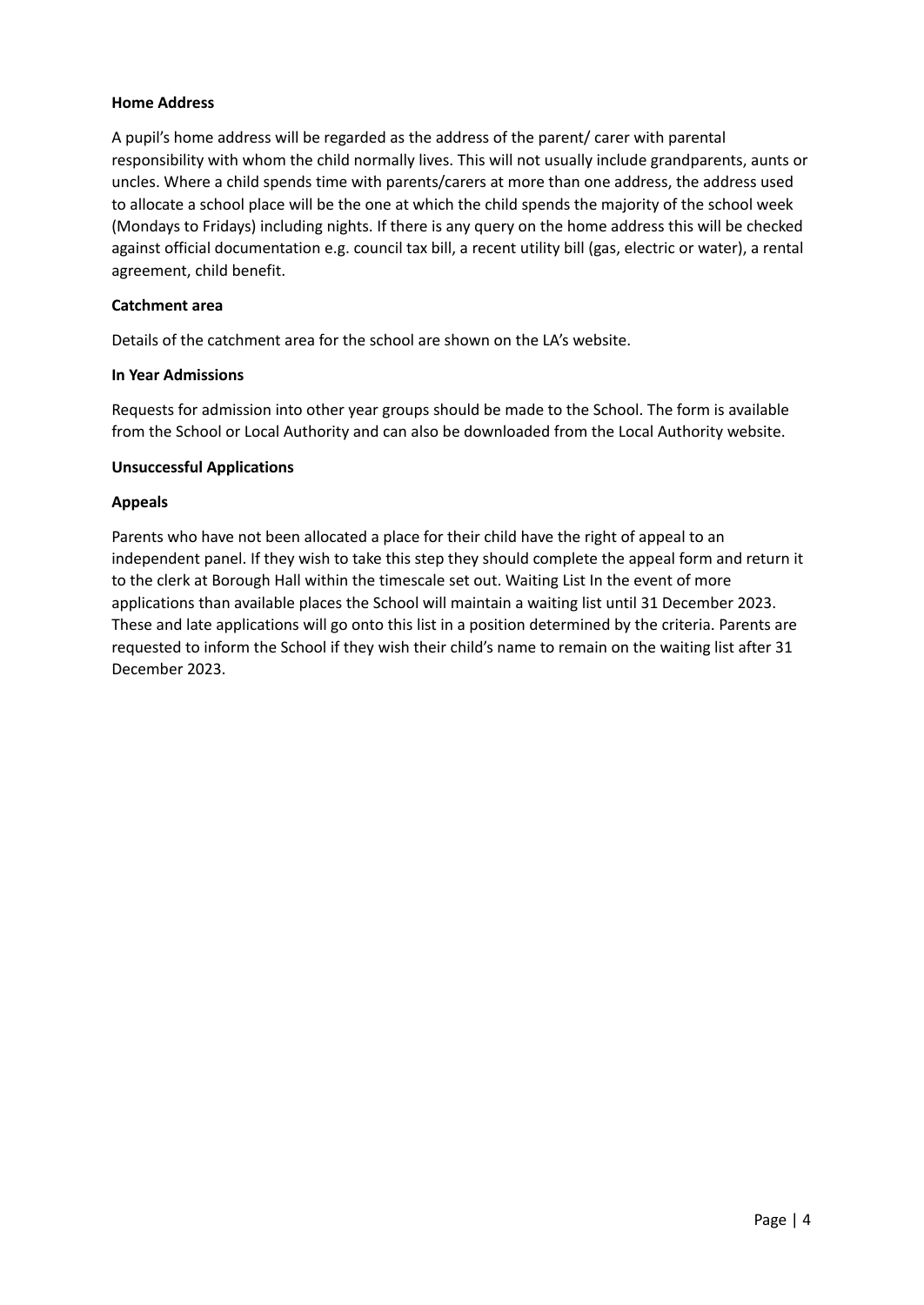**Home Address**

A pupil's home address will be regarded as the address of the parent/ carer with parental responsibility with whom the child normally lives. This will not usually include grandparents, aunts or uncles. Where a child spends time with parents/carers at more than one address, the address used to allocate a school place will be the one at which the child spends the majority of the school week (Mondays to Fridays) including nights. If there is any query on the home address this will be checked against official documentation e.g. council tax bill, a recent utility bill (gas, electric or water), a rental agreement, child benefit.

**Catchment area**

Details of the catchment area for the school are shown on the LA's website.

**In Year Admissions**

Requests for admission into other year groups should be made to the School. The form is available from the School or Local Authority and can also be downloaded from the Local Authority website.

**Unsuccessful Applications**

**Appeals**

Parents who have not been allocated a place for their child have the right of appeal to an independent panel. If they wish to take this step they should complete the appeal form and return it to the clerk at Borough Hall within the timescale set out. Waiting List In the event of more applications than available places the School will maintain a waiting list until 31 December 2023. These and late applications will go onto this list in a position determined by the criteria. Parents are requested to inform the School if they wish their child's name to remain on the waiting list after 31 December 2023.